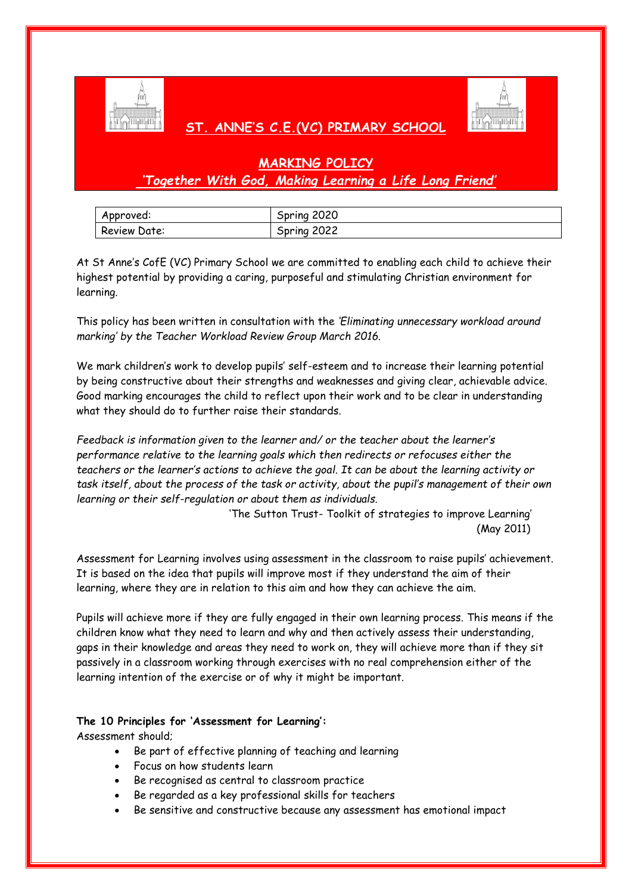# ST. ANNE'S C.E.(VC) PRIMARY SCHOOL

## MARKING POLICY

*'Together With God, Making Learning a Life Long Friend'*

| Approved: | Spring 2020 |
|---|---|
| Review Date: | Spring 2022 |

At St Anne's CofE (VC) Primary School we are committed to enabling each child to achieve their highest potential by providing a caring, purposeful and stimulating Christian environment for learning.

This policy has been written in consultation with the *'Eliminating unnecessary workload around marking' by the Teacher Workload Review Group March 2016.*

We mark children's work to develop pupils' self-esteem and to increase their learning potential by being constructive about their strengths and weaknesses and giving clear, achievable advice. Good marking encourages the child to reflect upon their work and to be clear in understanding what they should do to further raise their standards.

*Feedback is information given to the learner and/ or the teacher about the learner's performance relative to the learning goals which then redirects or refocuses either the teachers or the learner's actions to achieve the goal. It can be about the learning activity or task itself, about the process of the task or activity, about the pupil's management of their own learning or their self-regulation or about them as individuals.*

'The Sutton Trust- Toolkit of strategies to improve Learning' (May 2011)

Assessment for Learning involves using assessment in the classroom to raise pupils' achievement. It is based on the idea that pupils will improve most if they understand the aim of their learning, where they are in relation to this aim and how they can achieve the aim.

Pupils will achieve more if they are fully engaged in their own learning process. This means if the children know what they need to learn and why and then actively assess their understanding, gaps in their knowledge and areas they need to work on, they will achieve more than if they sit passively in a classroom working through exercises with no real comprehension either of the learning intention of the exercise or of why it might be important.

**The 10 Principles for 'Assessment for Learning':**

Assessment should;

- Be part of effective planning of teaching and learning
- Focus on how students learn
- Be recognised as central to classroom practice
- Be regarded as a key professional skills for teachers
- Be sensitive and constructive because any assessment has emotional impact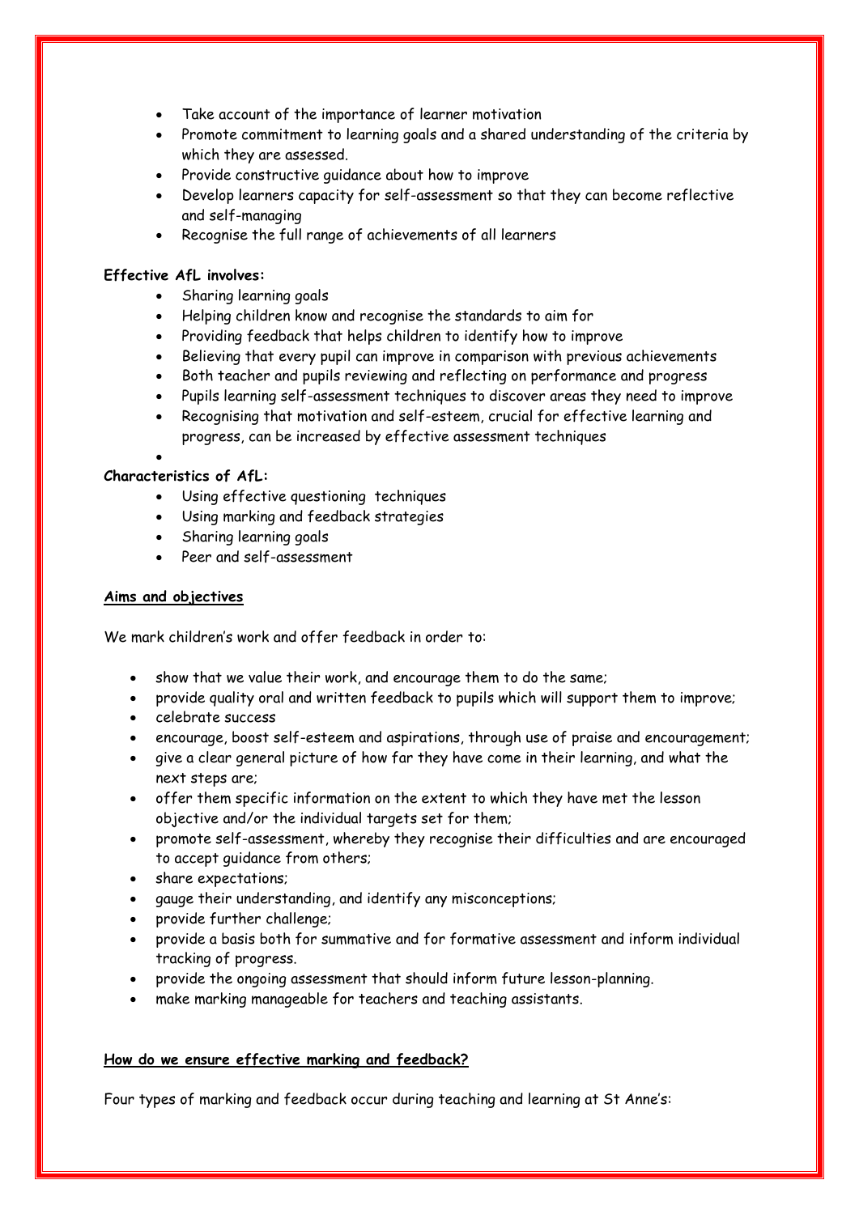- Take account of the importance of learner motivation
- Promote commitment to learning goals and a shared understanding of the criteria by which they are assessed.
- Provide constructive guidance about how to improve
- Develop learners capacity for self-assessment so that they can become reflective and self-managing
- Recognise the full range of achievements of all learners

**Effective AfL involves:**

- Sharing learning goals
- Helping children know and recognise the standards to aim for
- Providing feedback that helps children to identify how to improve
- Believing that every pupil can improve in comparison with previous achievements
- Both teacher and pupils reviewing and reflecting on performance and progress
- Pupils learning self-assessment techniques to discover areas they need to improve
- Recognising that motivation and self-esteem, crucial for effective learning and progress, can be increased by effective assessment techniques

**Characteristics of AfL:**

- Using effective questioning techniques
- Using marking and feedback strategies
- Sharing learning goals
- Peer and self-assessment

**Aims and objectives**

We mark children's work and offer feedback in order to:

- show that we value their work, and encourage them to do the same;
- provide quality oral and written feedback to pupils which will support them to improve;
- celebrate success
- encourage, boost self-esteem and aspirations, through use of praise and encouragement;
- give a clear general picture of how far they have come in their learning, and what the next steps are;
- offer them specific information on the extent to which they have met the lesson objective and/or the individual targets set for them;
- promote self-assessment, whereby they recognise their difficulties and are encouraged to accept guidance from others;
- share expectations;
- gauge their understanding, and identify any misconceptions;
- provide further challenge;
- provide a basis both for summative and for formative assessment and inform individual tracking of progress.
- provide the ongoing assessment that should inform future lesson-planning.
- make marking manageable for teachers and teaching assistants.

**How do we ensure effective marking and feedback?**

Four types of marking and feedback occur during teaching and learning at St Anne's: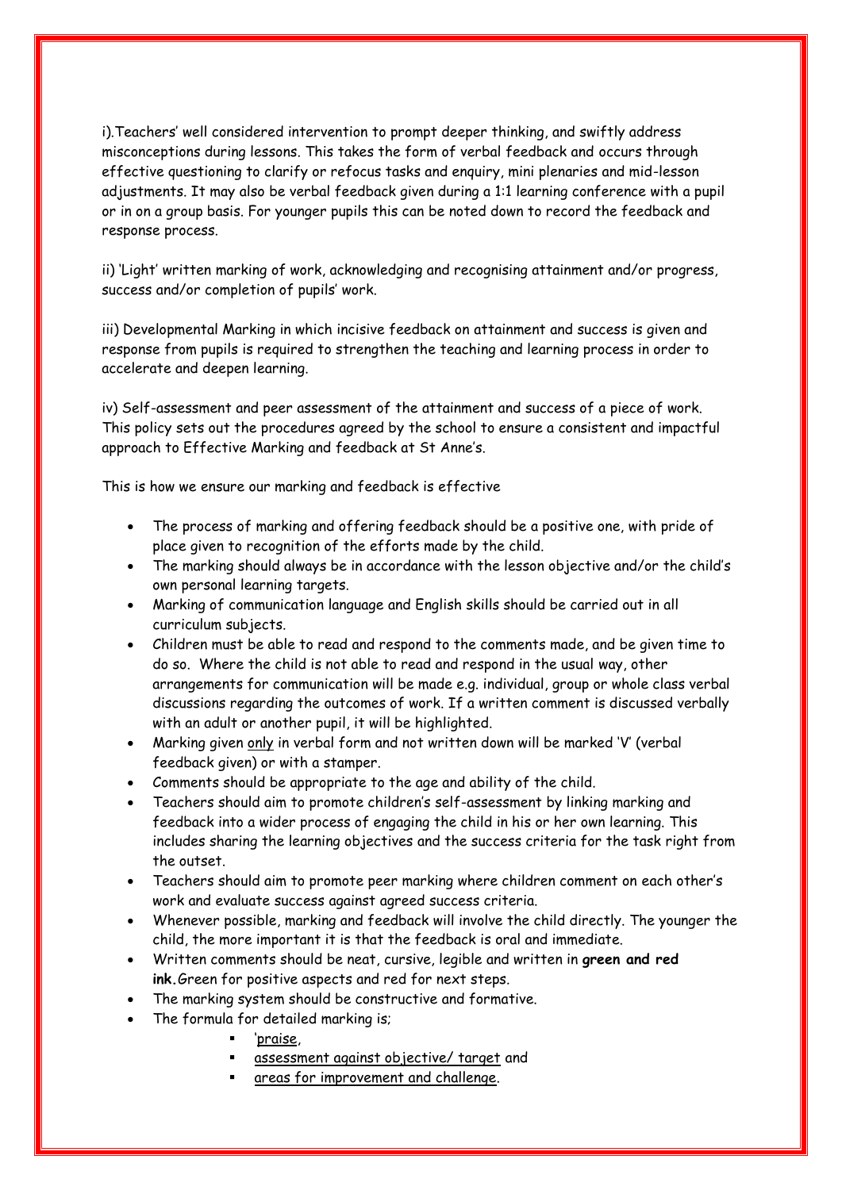i).Teachers' well considered intervention to prompt deeper thinking, and swiftly address misconceptions during lessons. This takes the form of verbal feedback and occurs through effective questioning to clarify or refocus tasks and enquiry, mini plenaries and mid-lesson adjustments. It may also be verbal feedback given during a 1:1 learning conference with a pupil or in on a group basis. For younger pupils this can be noted down to record the feedback and response process.

ii) 'Light' written marking of work, acknowledging and recognising attainment and/or progress, success and/or completion of pupils' work.

iii) Developmental Marking in which incisive feedback on attainment and success is given and response from pupils is required to strengthen the teaching and learning process in order to accelerate and deepen learning.

iv) Self-assessment and peer assessment of the attainment and success of a piece of work. This policy sets out the procedures agreed by the school to ensure a consistent and impactful approach to Effective Marking and feedback at St Anne's.

This is how we ensure our marking and feedback is effective

- The process of marking and offering feedback should be a positive one, with pride of place given to recognition of the efforts made by the child.
- The marking should always be in accordance with the lesson objective and/or the child's own personal learning targets.
- Marking of communication language and English skills should be carried out in all curriculum subjects.
- Children must be able to read and respond to the comments made, and be given time to do so. Where the child is not able to read and respond in the usual way, other arrangements for communication will be made e.g. individual, group or whole class verbal discussions regarding the outcomes of work. If a written comment is discussed verbally with an adult or another pupil, it will be highlighted.
- Marking given <u>only</u> in verbal form and not written down will be marked 'V' (verbal feedback given) or with a stamper.
- Comments should be appropriate to the age and ability of the child.
- Teachers should aim to promote children's self-assessment by linking marking and feedback into a wider process of engaging the child in his or her own learning. This includes sharing the learning objectives and the success criteria for the task right from the outset.
- Teachers should aim to promote peer marking where children comment on each other's work and evaluate success against agreed success criteria.
- Whenever possible, marking and feedback will involve the child directly. The younger the child, the more important it is that the feedback is oral and immediate.
- Written comments should be neat, cursive, legible and written in **green and red ink.** Green for positive aspects and red for next steps.
- The marking system should be constructive and formative.
- The formula for detailed marking is;
  - '<u>praise</u>,
  - <u>assessment against objective/ target</u> and
  - <u>areas for improvement and challenge</u>.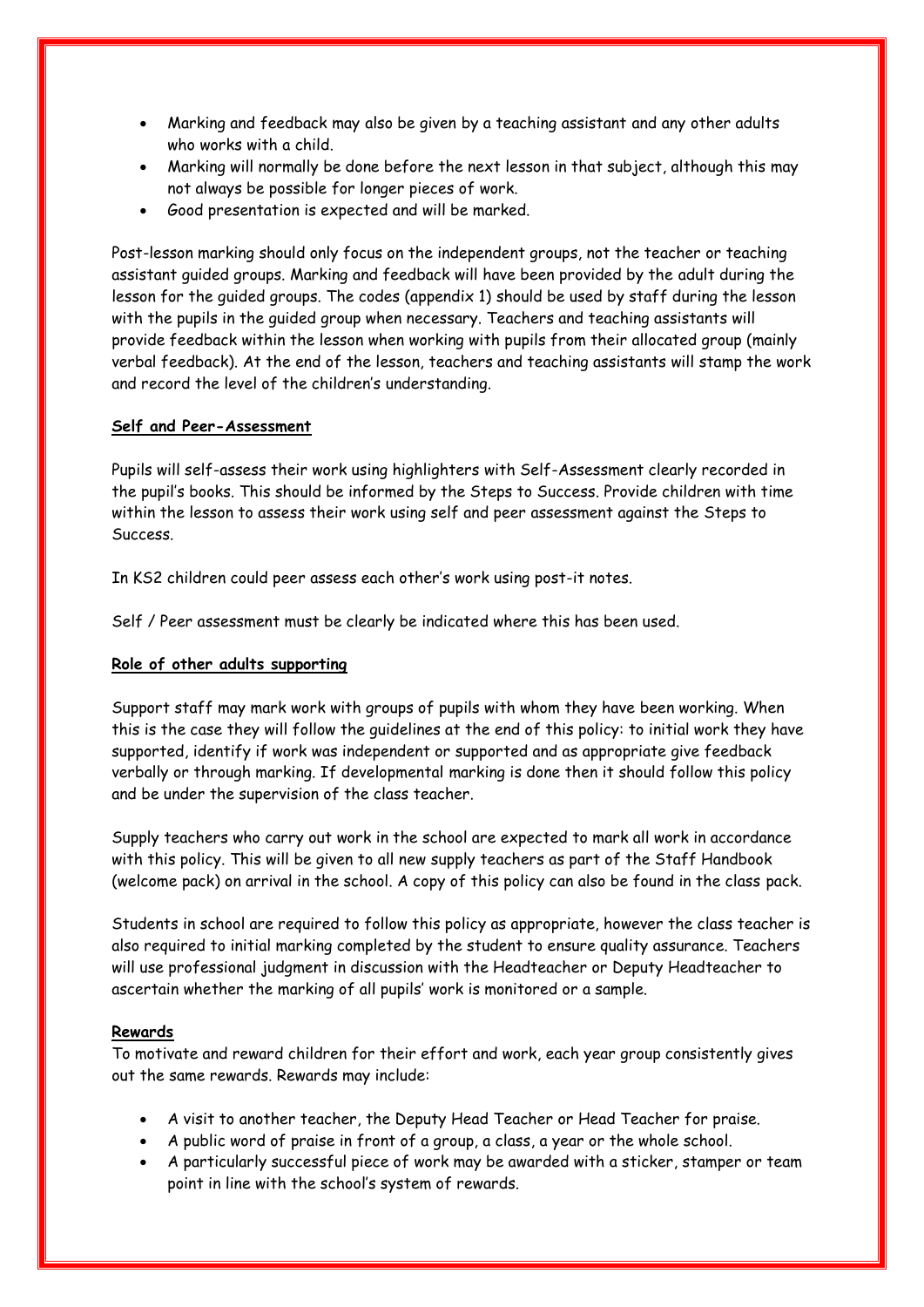- Marking and feedback may also be given by a teaching assistant and any other adults who works with a child.
- Marking will normally be done before the next lesson in that subject, although this may not always be possible for longer pieces of work.
- Good presentation is expected and will be marked.

Post-lesson marking should only focus on the independent groups, not the teacher or teaching assistant guided groups. Marking and feedback will have been provided by the adult during the lesson for the guided groups. The codes (appendix 1) should be used by staff during the lesson with the pupils in the guided group when necessary. Teachers and teaching assistants will provide feedback within the lesson when working with pupils from their allocated group (mainly verbal feedback). At the end of the lesson, teachers and teaching assistants will stamp the work and record the level of the children's understanding.

**Self and Peer-Assessment**

Pupils will self-assess their work using highlighters with Self-Assessment clearly recorded in the pupil's books. This should be informed by the Steps to Success. Provide children with time within the lesson to assess their work using self and peer assessment against the Steps to Success.

In KS2 children could peer assess each other's work using post-it notes.

Self / Peer assessment must be clearly be indicated where this has been used.

**Role of other adults supporting**

Support staff may mark work with groups of pupils with whom they have been working. When this is the case they will follow the guidelines at the end of this policy: to initial work they have supported, identify if work was independent or supported and as appropriate give feedback verbally or through marking. If developmental marking is done then it should follow this policy and be under the supervision of the class teacher.

Supply teachers who carry out work in the school are expected to mark all work in accordance with this policy. This will be given to all new supply teachers as part of the Staff Handbook (welcome pack) on arrival in the school. A copy of this policy can also be found in the class pack.

Students in school are required to follow this policy as appropriate, however the class teacher is also required to initial marking completed by the student to ensure quality assurance. Teachers will use professional judgment in discussion with the Headteacher or Deputy Headteacher to ascertain whether the marking of all pupils' work is monitored or a sample.

**Rewards**

To motivate and reward children for their effort and work, each year group consistently gives out the same rewards. Rewards may include:

- A visit to another teacher, the Deputy Head Teacher or Head Teacher for praise.
- A public word of praise in front of a group, a class, a year or the whole school.
- A particularly successful piece of work may be awarded with a sticker, stamper or team point in line with the school's system of rewards.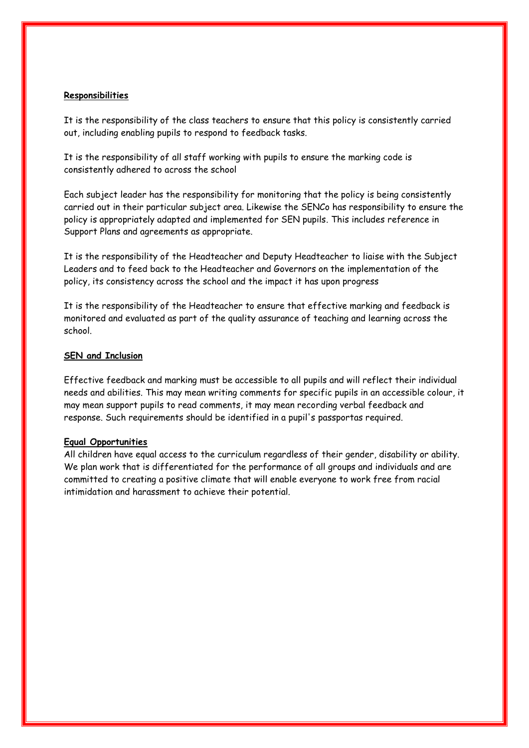**Responsibilities**

It is the responsibility of the class teachers to ensure that this policy is consistently carried out, including enabling pupils to respond to feedback tasks.

It is the responsibility of all staff working with pupils to ensure the marking code is consistently adhered to across the school

Each subject leader has the responsibility for monitoring that the policy is being consistently carried out in their particular subject area. Likewise the SENCo has responsibility to ensure the policy is appropriately adapted and implemented for SEN pupils. This includes reference in Support Plans and agreements as appropriate.

It is the responsibility of the Headteacher and Deputy Headteacher to liaise with the Subject Leaders and to feed back to the Headteacher and Governors on the implementation of the policy, its consistency across the school and the impact it has upon progress

It is the responsibility of the Headteacher to ensure that effective marking and feedback is monitored and evaluated as part of the quality assurance of teaching and learning across the school.

**SEN and Inclusion**

Effective feedback and marking must be accessible to all pupils and will reflect their individual needs and abilities. This may mean writing comments for specific pupils in an accessible colour, it may mean support pupils to read comments, it may mean recording verbal feedback and response. Such requirements should be identified in a pupil's passportas required.

**Equal Opportunities**

All children have equal access to the curriculum regardless of their gender, disability or ability. We plan work that is differentiated for the performance of all groups and individuals and are committed to creating a positive climate that will enable everyone to work free from racial intimidation and harassment to achieve their potential.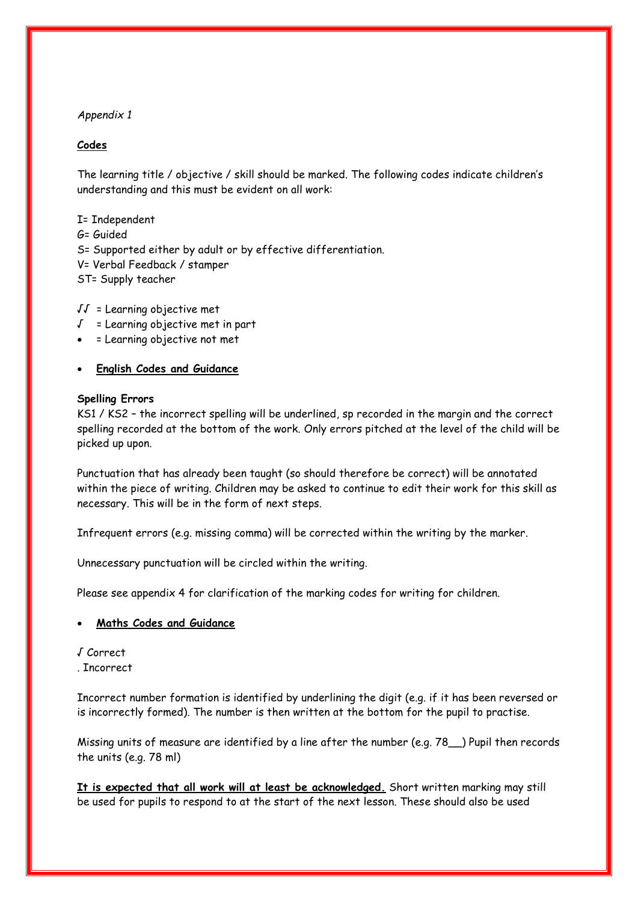*Appendix 1*

**Codes**

The learning title / objective / skill should be marked. The following codes indicate children's understanding and this must be evident on all work:

I= Independent
G= Guided
S= Supported either by adult or by effective differentiation.
V= Verbal Feedback / stamper
ST= Supply teacher

√√ = Learning objective met
√ = Learning objective met in part
• = Learning objective not met

- **English Codes and Guidance**

**Spelling Errors**
KS1 / KS2 – the incorrect spelling will be underlined, sp recorded in the margin and the correct spelling recorded at the bottom of the work. Only errors pitched at the level of the child will be picked up upon.

Punctuation that has already been taught (so should therefore be correct) will be annotated within the piece of writing. Children may be asked to continue to edit their work for this skill as necessary. This will be in the form of next steps.

Infrequent errors (e.g. missing comma) will be corrected within the writing by the marker.

Unnecessary punctuation will be circled within the writing.

Please see appendix 4 for clarification of the marking codes for writing for children.

- **Maths Codes and Guidance**

√ Correct
. Incorrect

Incorrect number formation is identified by underlining the digit (e.g. if it has been reversed or is incorrectly formed). The number is then written at the bottom for the pupil to practise.

Missing units of measure are identified by a line after the number (e.g. 78__) Pupil then records the units (e.g. 78 ml)

**It is expected that all work will at least be acknowledged.** Short written marking may still be used for pupils to respond to at the start of the next lesson. These should also be used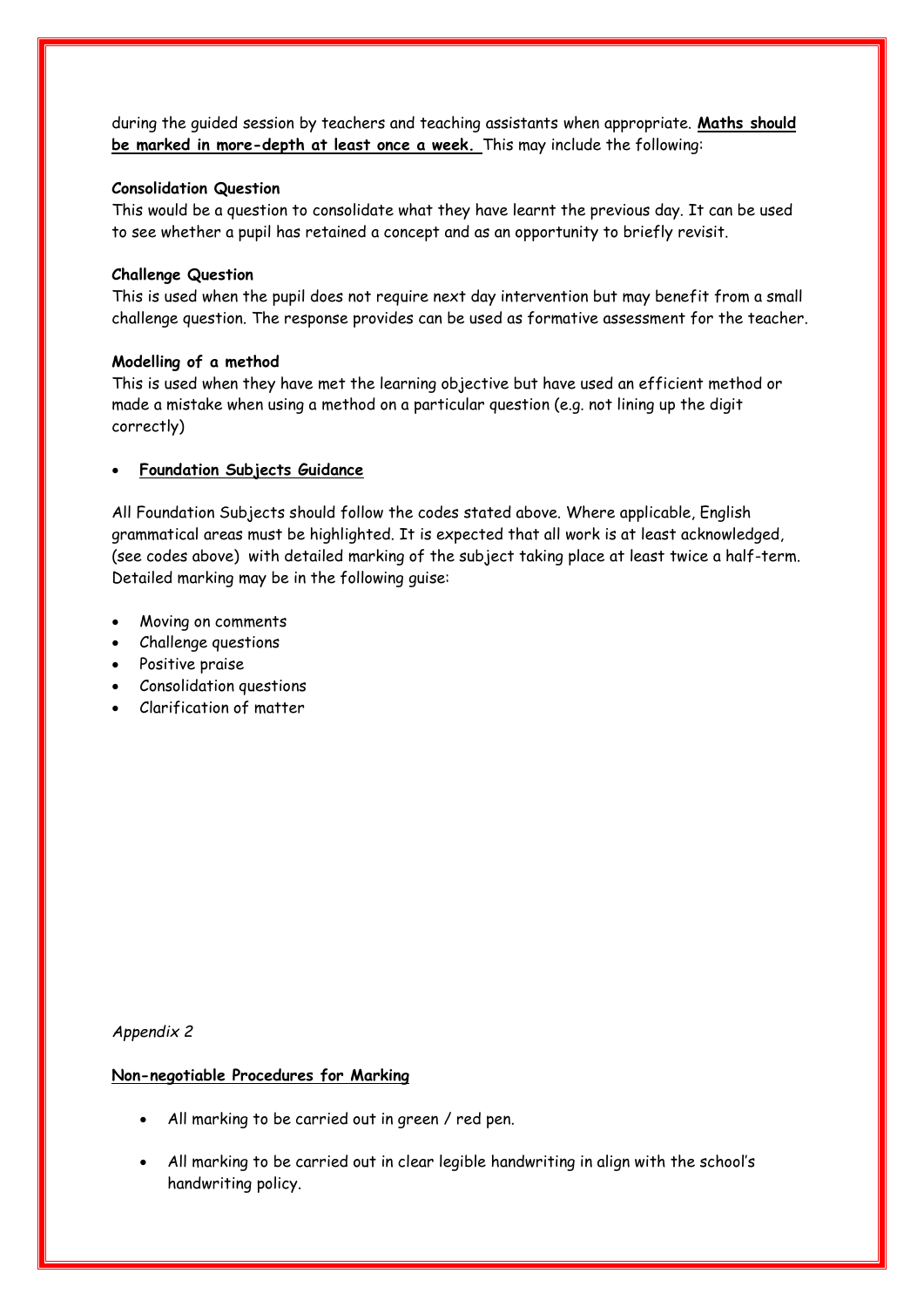during the guided session by teachers and teaching assistants when appropriate. **Maths should be marked in more-depth at least once a week.** This may include the following:

**Consolidation Question**

This would be a question to consolidate what they have learnt the previous day. It can be used to see whether a pupil has retained a concept and as an opportunity to briefly revisit.

**Challenge Question**

This is used when the pupil does not require next day intervention but may benefit from a small challenge question. The response provides can be used as formative assessment for the teacher.

**Modelling of a method**

This is used when they have met the learning objective but have used an efficient method or made a mistake when using a method on a particular question (e.g. not lining up the digit correctly)

- **Foundation Subjects Guidance**

All Foundation Subjects should follow the codes stated above. Where applicable, English grammatical areas must be highlighted. It is expected that all work is at least acknowledged, (see codes above) with detailed marking of the subject taking place at least twice a half-term. Detailed marking may be in the following guise:

- Moving on comments
- Challenge questions
- Positive praise
- Consolidation questions
- Clarification of matter

*Appendix 2*

**Non-negotiable Procedures for Marking**

- All marking to be carried out in green / red pen.
- All marking to be carried out in clear legible handwriting in align with the school's handwriting policy.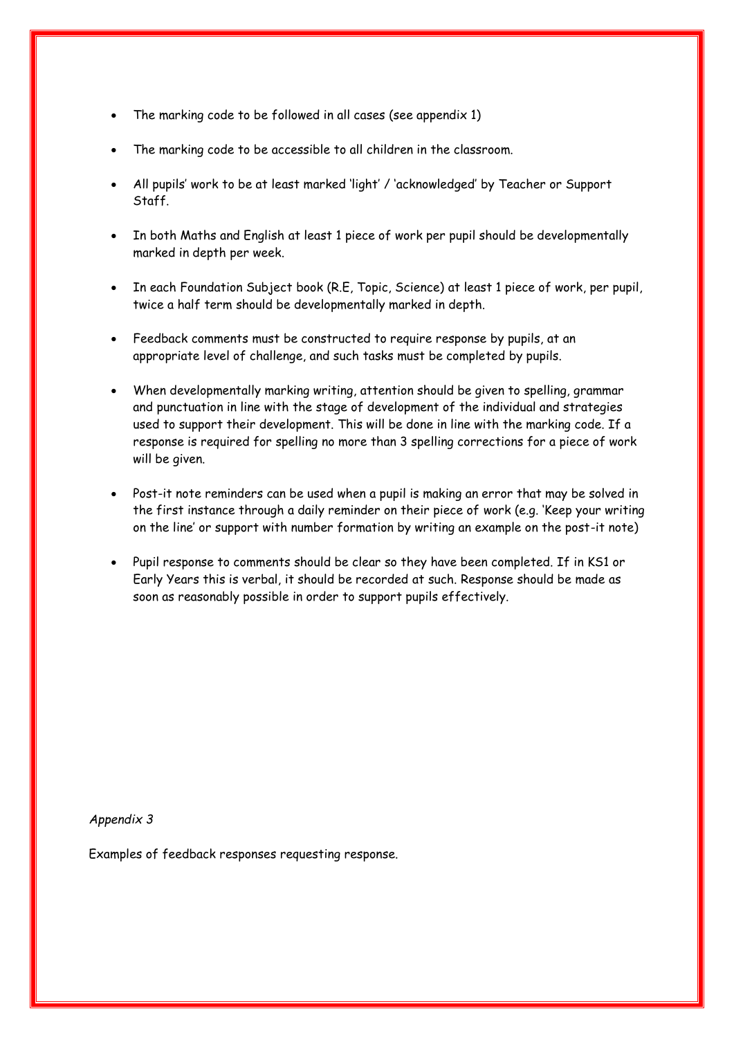- The marking code to be followed in all cases (see appendix 1)
- The marking code to be accessible to all children in the classroom.
- All pupils' work to be at least marked 'light' / 'acknowledged' by Teacher or Support Staff.
- In both Maths and English at least 1 piece of work per pupil should be developmentally marked in depth per week.
- In each Foundation Subject book (R.E, Topic, Science) at least 1 piece of work, per pupil, twice a half term should be developmentally marked in depth.
- Feedback comments must be constructed to require response by pupils, at an appropriate level of challenge, and such tasks must be completed by pupils.
- When developmentally marking writing, attention should be given to spelling, grammar and punctuation in line with the stage of development of the individual and strategies used to support their development. This will be done in line with the marking code. If a response is required for spelling no more than 3 spelling corrections for a piece of work will be given.
- Post-it note reminders can be used when a pupil is making an error that may be solved in the first instance through a daily reminder on their piece of work (e.g. 'Keep your writing on the line' or support with number formation by writing an example on the post-it note)
- Pupil response to comments should be clear so they have been completed. If in KS1 or Early Years this is verbal, it should be recorded at such. Response should be made as soon as reasonably possible in order to support pupils effectively.

*Appendix 3*

Examples of feedback responses requesting response.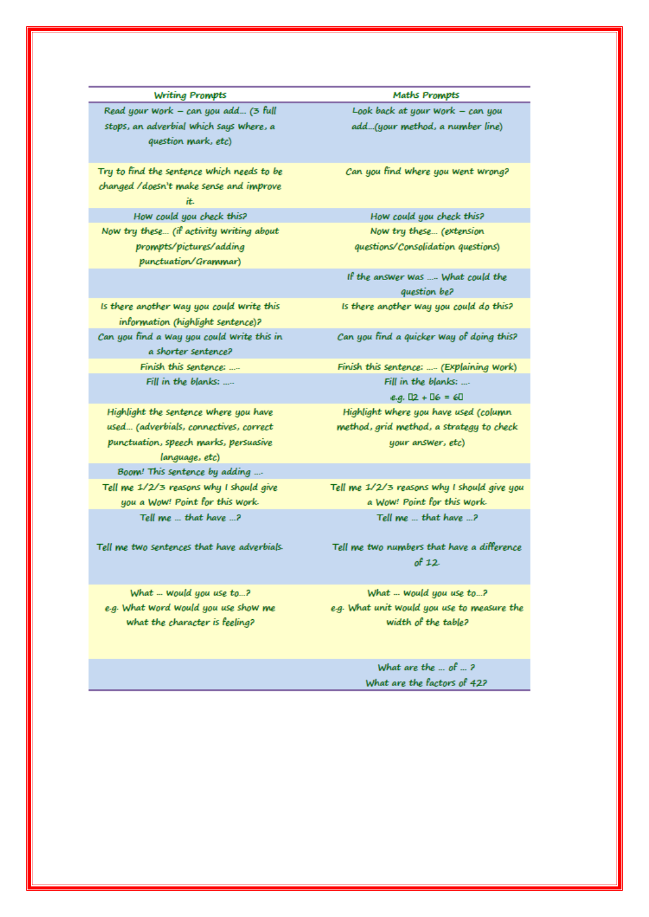| Writing Prompts | Maths Prompts |
|---|---|
| Read your work – can you add... (3 full stops, an adverbial which says where, a question mark, etc) | Look back at your work – can you add...(your method, a number line) |
| Try to find the sentence which needs to be changed /doesn't make sense and improve it. | Can you find where you went wrong? |
| How could you check this? | How could you check this? |
| Now try these... (if activity writing about prompts/pictures/adding punctuation/Grammar) | Now try these... (extension questions/Consolidation questions) |
| | If the answer was ..... What could the question be? |
| Is there another way you could write this information (highlight sentence)? | Is there another way you could do this? |
| Can you find a way you could write this in a shorter sentence? | Can you find a quicker way of doing this? |
| Finish this sentence: ..... | Finish this sentence: ..... (Explaining work) |
| Fill in the blanks: ..... | Fill in the blanks: .... e.g. 2 + 6 = 6 |
| Highlight the sentence where you have used... (adverbials, connectives, correct punctuation, speech marks, persuasive language, etc) | Highlight where you have used (column method, grid method, a strategy to check your answer, etc) |
| Boom! This sentence by adding .... | |
| Tell me 1/2/3 reasons why I should give you a Wow! Point for this work. | Tell me 1/2/3 reasons why I should give you a Wow! Point for this work. |
| Tell me ... that have ...? <br> Tell me two sentences that have adverbials. | Tell me ... that have ...? <br> Tell me two numbers that have a difference of 12. |
| What ... would you use to...? <br> e.g. What word would you use show me what the character is feeling? | What ... would you use to...? <br> e.g. What unit would you use to measure the width of the table? |
| | What are the ... of ... ? <br> What are the factors of 42? |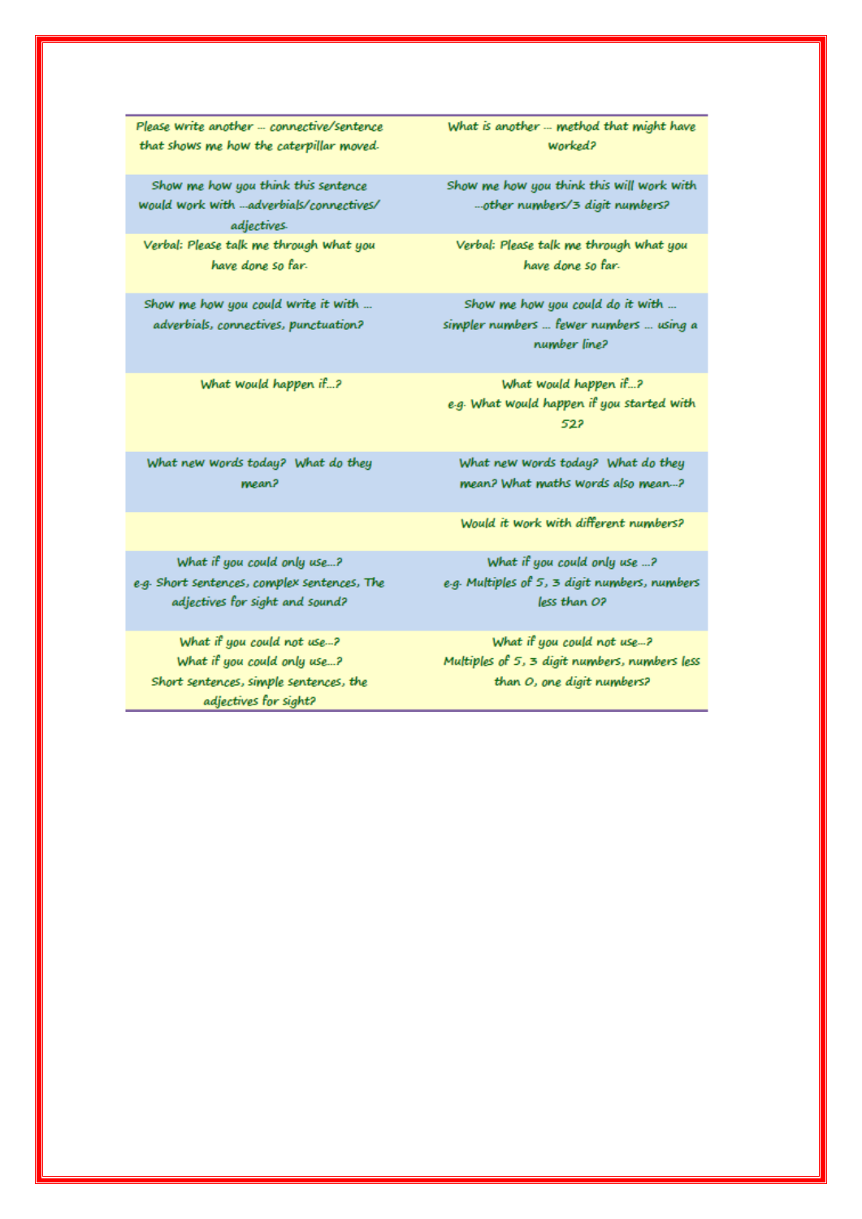| | |
|---|---|
| Please write another … connective/sentence that shows me how the caterpillar moved. | What is another … method that might have worked? |
| Show me how you think this sentence would work with …adverbials/connectives/ adjectives. | Show me how you think this will work with …other numbers/3 digit numbers? |
| Verbal: Please talk me through what you have done so far. | Verbal: Please talk me through what you have done so far. |
| Show me how you could write it with … adverbials, connectives, punctuation? | Show me how you could do it with … simpler numbers … fewer numbers … using a number line? |
| What would happen if…? | What would happen if…? e.g. What would happen if you started with 52? |
| What new words today? What do they mean? | What new words today? What do they mean? What maths words also mean…? |
| | Would it work with different numbers? |
| What if you could only use…? e.g. Short sentences, complex sentences, The adjectives for sight and sound? | What if you could only use …? e.g. Multiples of 5, 3 digit numbers, numbers less than 0? |
| What if you could not use…? What if you could only use…? Short sentences, simple sentences, the adjectives for sight? | What if you could not use…? Multiples of 5, 3 digit numbers, numbers less than 0, one digit numbers? |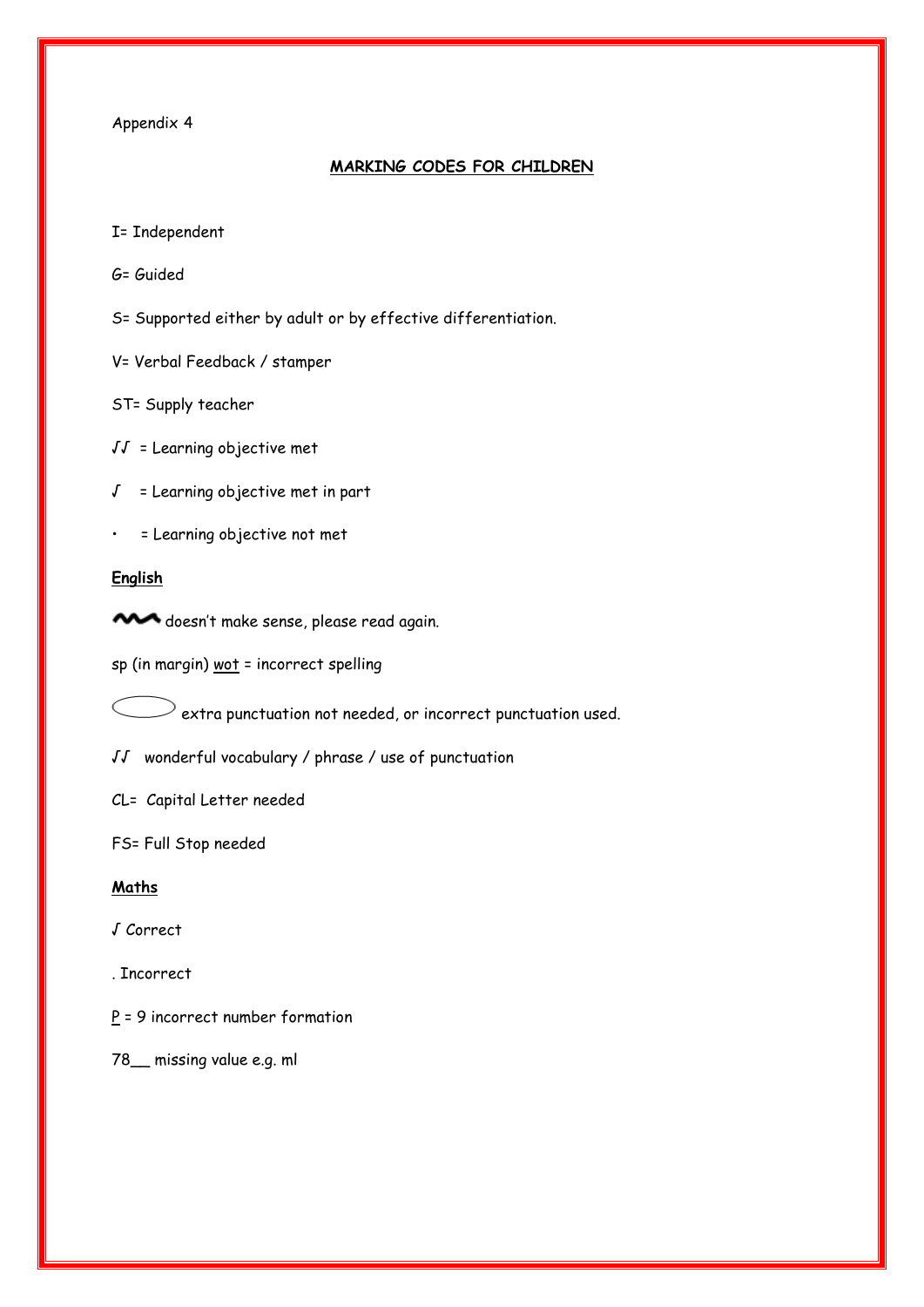Appendix 4

## MARKING CODES FOR CHILDREN

I= Independent

G= Guided

S= Supported either by adult or by effective differentiation.

V= Verbal Feedback / stamper

ST= Supply teacher

√√ = Learning objective met

√ = Learning objective met in part

• = Learning objective not met

**English**

〰 doesn't make sense, please read again.

sp (in margin) <u>wot</u> = incorrect spelling

⬭ extra punctuation not needed, or incorrect punctuation used.

√√ wonderful vocabulary / phrase / use of punctuation

CL= Capital Letter needed

FS= Full Stop needed

**Maths**

√ Correct

. Incorrect

<u>P</u> = 9 incorrect number formation

78__ missing value e.g. ml